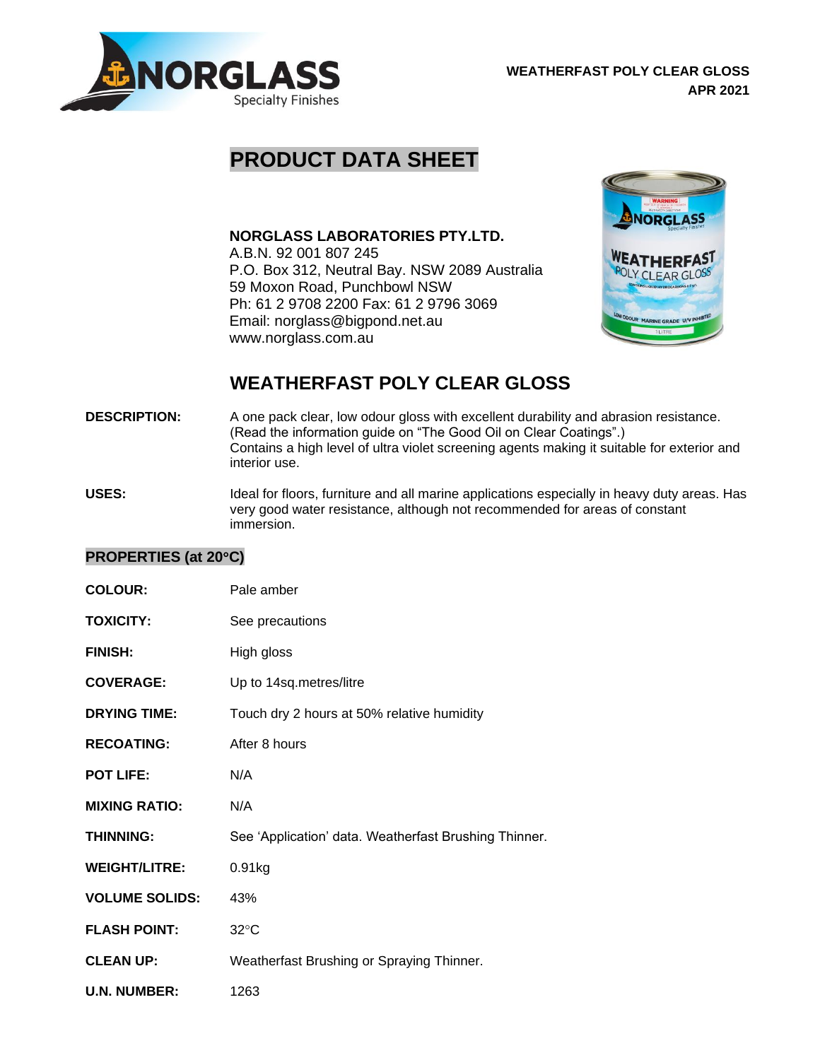**WEATHERFAST POLY CLEAR GLOSS**
**APR 2021**

# PRODUCT DATA SHEET

**NORGLASS LABORATORIES PTY.LTD.**
A.B.N. 92 001 807 245
P.O. Box 312, Neutral Bay. NSW 2089 Australia
59 Moxon Road, Punchbowl NSW
Ph: 61 2 9708 2200 Fax: 61 2 9796 3069
Email: norglass@bigpond.net.au
www.norglass.com.au

## WEATHERFAST POLY CLEAR GLOSS

**DESCRIPTION:** A one pack clear, low odour gloss with excellent durability and abrasion resistance. (Read the information guide on "The Good Oil on Clear Coatings".)
Contains a high level of ultra violet screening agents making it suitable for exterior and interior use.

**USES:** Ideal for floors, furniture and all marine applications especially in heavy duty areas. Has very good water resistance, although not recommended for areas of constant immersion.

### PROPERTIES (at 20°C)

**COLOUR:** Pale amber

**TOXICITY:** See precautions

**FINISH:** High gloss

**COVERAGE:** Up to 14sq.metres/litre

**DRYING TIME:** Touch dry 2 hours at 50% relative humidity

**RECOATING:** After 8 hours

**POT LIFE:** N/A

**MIXING RATIO:** N/A

**THINNING:** See 'Application' data. Weatherfast Brushing Thinner.

**WEIGHT/LITRE:** 0.91kg

**VOLUME SOLIDS:** 43%

**FLASH POINT:** 32°C

**CLEAN UP:** Weatherfast Brushing or Spraying Thinner.

**U.N. NUMBER:** 1263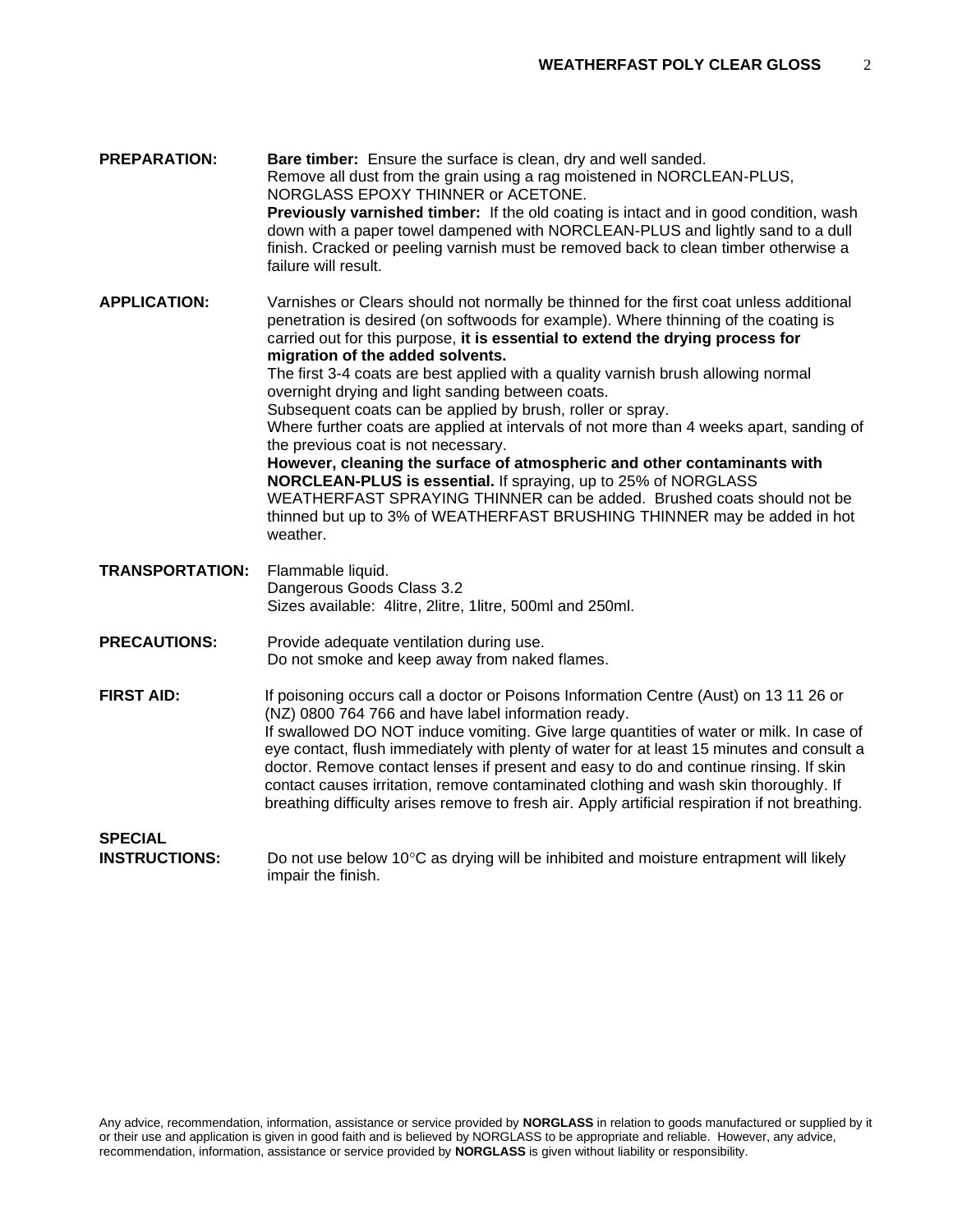**PREPARATION:**

**Bare timber:** Ensure the surface is clean, dry and well sanded. Remove all dust from the grain using a rag moistened in NORCLEAN-PLUS, NORGLASS EPOXY THINNER or ACETONE.
**Previously varnished timber:** If the old coating is intact and in good condition, wash down with a paper towel dampened with NORCLEAN-PLUS and lightly sand to a dull finish. Cracked or peeling varnish must be removed back to clean timber otherwise a failure will result.

**APPLICATION:**

Varnishes or Clears should not normally be thinned for the first coat unless additional penetration is desired (on softwoods for example). Where thinning of the coating is carried out for this purpose, **it is essential to extend the drying process for migration of the added solvents.**
The first 3-4 coats are best applied with a quality varnish brush allowing normal overnight drying and light sanding between coats.
Subsequent coats can be applied by brush, roller or spray.
Where further coats are applied at intervals of not more than 4 weeks apart, sanding of the previous coat is not necessary.
**However, cleaning the surface of atmospheric and other contaminants with NORCLEAN-PLUS is essential.** If spraying, up to 25% of NORGLASS WEATHERFAST SPRAYING THINNER can be added. Brushed coats should not be thinned but up to 3% of WEATHERFAST BRUSHING THINNER may be added in hot weather.

**TRANSPORTATION:**

Flammable liquid.
Dangerous Goods Class 3.2
Sizes available: 4litre, 2litre, 1litre, 500ml and 250ml.

**PRECAUTIONS:**

Provide adequate ventilation during use.
Do not smoke and keep away from naked flames.

**FIRST AID:**

If poisoning occurs call a doctor or Poisons Information Centre (Aust) on 13 11 26 or (NZ) 0800 764 766 and have label information ready.
If swallowed DO NOT induce vomiting. Give large quantities of water or milk. In case of eye contact, flush immediately with plenty of water for at least 15 minutes and consult a doctor. Remove contact lenses if present and easy to do and continue rinsing. If skin contact causes irritation, remove contaminated clothing and wash skin thoroughly. If breathing difficulty arises remove to fresh air. Apply artificial respiration if not breathing.

**SPECIAL INSTRUCTIONS:**

Do not use below 10°C as drying will be inhibited and moisture entrapment will likely impair the finish.

Any advice, recommendation, information, assistance or service provided by **NORGLASS** in relation to goods manufactured or supplied by it or their use and application is given in good faith and is believed by NORGLASS to be appropriate and reliable. However, any advice, recommendation, information, assistance or service provided by **NORGLASS** is given without liability or responsibility.